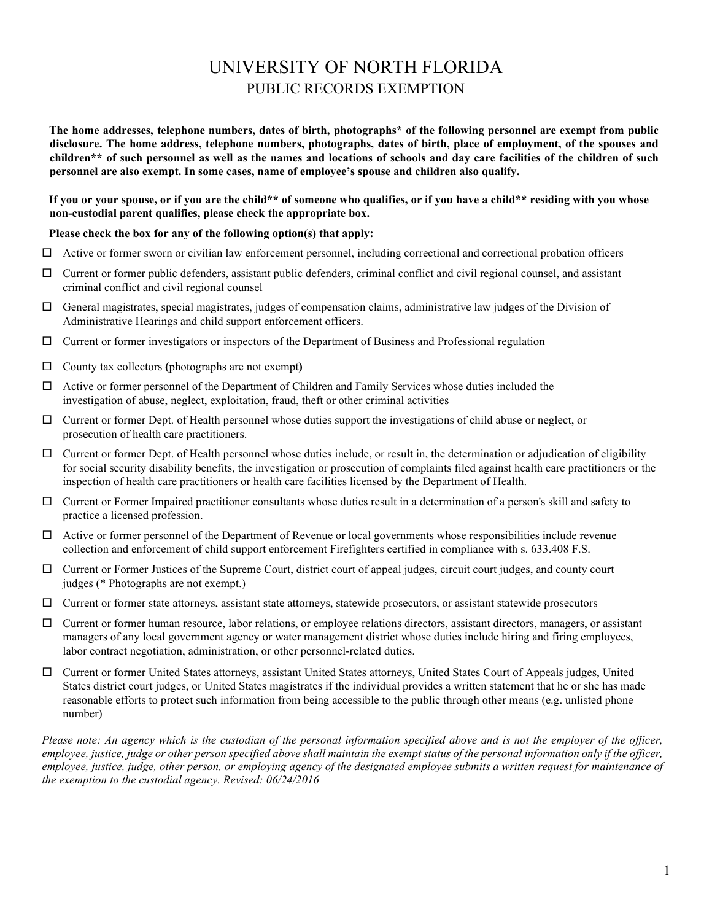# UNIVERSITY OF NORTH FLORIDA

## PUBLIC RECORDS EXEMPTION

**The home addresses, telephone numbers, dates of birth, photographs* of the following personnel are exempt from public disclosure. The home address, telephone numbers, photographs, dates of birth, place of employment, of the spouses and children** of such personnel as well as the names and locations of schools and day care facilities of the children of such personnel are also exempt. In some cases, name of employee's spouse and children also qualify.**

**If you or your spouse, or if you are the child** of someone who qualifies, or if you have a child** residing with you whose non-custodial parent qualifies, please check the appropriate box.**

**Please check the box for any of the following option(s) that apply:**

- ☐ Active or former sworn or civilian law enforcement personnel, including correctional and correctional probation officers
- ☐ Current or former public defenders, assistant public defenders, criminal conflict and civil regional counsel, and assistant criminal conflict and civil regional counsel
- ☐ General magistrates, special magistrates, judges of compensation claims, administrative law judges of the Division of Administrative Hearings and child support enforcement officers.
- ☐ Current or former investigators or inspectors of the Department of Business and Professional regulation
- ☐ County tax collectors **(**photographs are not exempt**)**
- ☐ Active or former personnel of the Department of Children and Family Services whose duties included the investigation of abuse, neglect, exploitation, fraud, theft or other criminal activities
- ☐ Current or former Dept. of Health personnel whose duties support the investigations of child abuse or neglect, or prosecution of health care practitioners.
- ☐ Current or former Dept. of Health personnel whose duties include, or result in, the determination or adjudication of eligibility for social security disability benefits, the investigation or prosecution of complaints filed against health care practitioners or the inspection of health care practitioners or health care facilities licensed by the Department of Health.
- ☐ Current or Former Impaired practitioner consultants whose duties result in a determination of a person's skill and safety to practice a licensed profession.
- ☐ Active or former personnel of the Department of Revenue or local governments whose responsibilities include revenue collection and enforcement of child support enforcement Firefighters certified in compliance with s. 633.408 F.S.
- ☐ Current or Former Justices of the Supreme Court, district court of appeal judges, circuit court judges, and county court judges (* Photographs are not exempt.)
- ☐ Current or former state attorneys, assistant state attorneys, statewide prosecutors, or assistant statewide prosecutors
- ☐ Current or former human resource, labor relations, or employee relations directors, assistant directors, managers, or assistant managers of any local government agency or water management district whose duties include hiring and firing employees, labor contract negotiation, administration, or other personnel-related duties.
- ☐ Current or former United States attorneys, assistant United States attorneys, United States Court of Appeals judges, United States district court judges, or United States magistrates if the individual provides a written statement that he or she has made reasonable efforts to protect such information from being accessible to the public through other means (e.g. unlisted phone number)

*Please note: An agency which is the custodian of the personal information specified above and is not the employer of the officer, employee, justice, judge or other person specified above shall maintain the exempt status of the personal information only if the officer, employee, justice, judge, other person, or employing agency of the designated employee submits a written request for maintenance of the exemption to the custodial agency. Revised: 06/24/2016*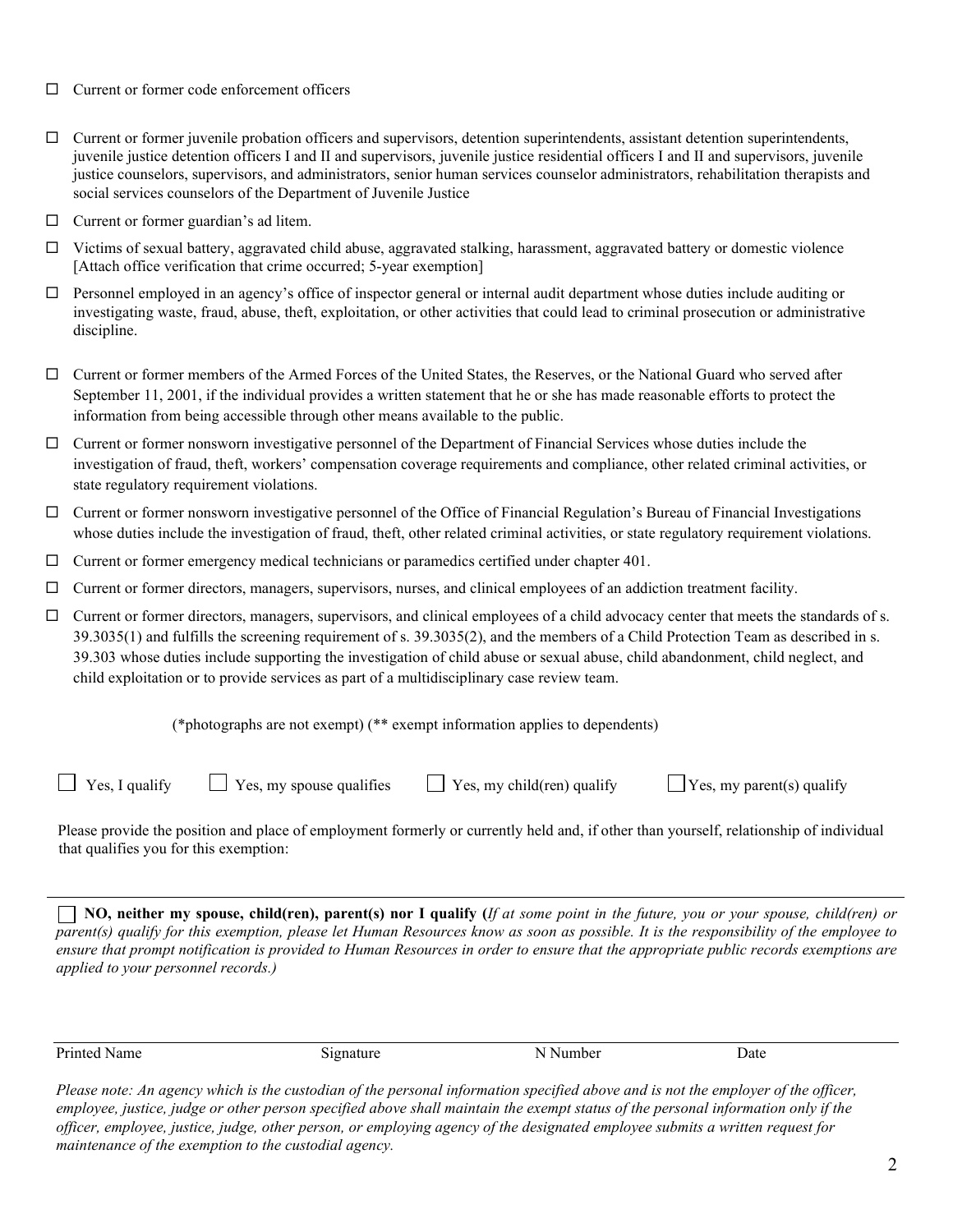- ☐ Current or former code enforcement officers
- ☐ Current or former juvenile probation officers and supervisors, detention superintendents, assistant detention superintendents, juvenile justice detention officers I and II and supervisors, juvenile justice residential officers I and II and supervisors, juvenile justice counselors, supervisors, and administrators, senior human services counselor administrators, rehabilitation therapists and social services counselors of the Department of Juvenile Justice
- ☐ Current or former guardian's ad litem.
- ☐ Victims of sexual battery, aggravated child abuse, aggravated stalking, harassment, aggravated battery or domestic violence [Attach office verification that crime occurred; 5-year exemption]
- ☐ Personnel employed in an agency's office of inspector general or internal audit department whose duties include auditing or investigating waste, fraud, abuse, theft, exploitation, or other activities that could lead to criminal prosecution or administrative discipline.
- ☐ Current or former members of the Armed Forces of the United States, the Reserves, or the National Guard who served after September 11, 2001, if the individual provides a written statement that he or she has made reasonable efforts to protect the information from being accessible through other means available to the public.
- ☐ Current or former nonsworn investigative personnel of the Department of Financial Services whose duties include the investigation of fraud, theft, workers' compensation coverage requirements and compliance, other related criminal activities, or state regulatory requirement violations.
- ☐ Current or former nonsworn investigative personnel of the Office of Financial Regulation's Bureau of Financial Investigations whose duties include the investigation of fraud, theft, other related criminal activities, or state regulatory requirement violations.
- ☐ Current or former emergency medical technicians or paramedics certified under chapter 401.
- ☐ Current or former directors, managers, supervisors, nurses, and clinical employees of an addiction treatment facility.
- ☐ Current or former directors, managers, supervisors, and clinical employees of a child advocacy center that meets the standards of s. 39.3035(1) and fulfills the screening requirement of s. 39.3035(2), and the members of a Child Protection Team as described in s. 39.303 whose duties include supporting the investigation of child abuse or sexual abuse, child abandonment, child neglect, and child exploitation or to provide services as part of a multidisciplinary case review team.

(*photographs are not exempt) (** exempt information applies to dependents)

☐ Yes, I qualify ☐ Yes, my spouse qualifies ☐ Yes, my child(ren) qualify ☐ Yes, my parent(s) qualify

Please provide the position and place of employment formerly or currently held and, if other than yourself, relationship of individual that qualifies you for this exemption:

---

☐ **NO, neither my spouse, child(ren), parent(s) nor I qualify (***If at some point in the future, you or your spouse, child(ren) or parent(s) qualify for this exemption, please let Human Resources know as soon as possible. It is the responsibility of the employee to ensure that prompt notification is provided to Human Resources in order to ensure that the appropriate public records exemptions are applied to your personnel records.)*

---

Printed Name Signature N Number Date

*Please note: An agency which is the custodian of the personal information specified above and is not the employer of the officer, employee, justice, judge or other person specified above shall maintain the exempt status of the personal information only if the officer, employee, justice, judge, other person, or employing agency of the designated employee submits a written request for maintenance of the exemption to the custodial agency.*